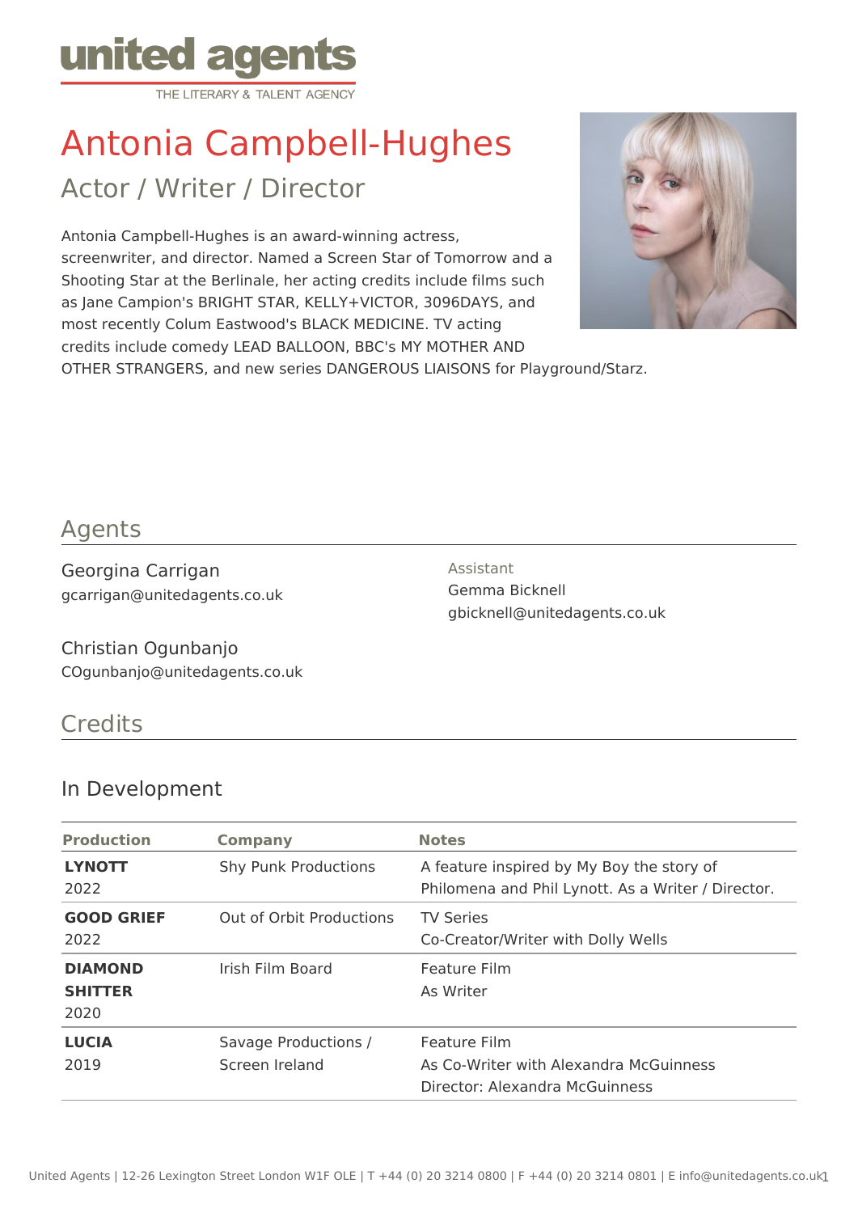united agents
THE LITERARY & TALENT AGENCY

# Antonia Campbell-Hughes

## Actor / Writer / Director

Antonia Campbell-Hughes is an award-winning actress, screenwriter, and director. Named a Screen Star of Tomorrow and a Shooting Star at the Berlinale, her acting credits include films such as Jane Campion's BRIGHT STAR, KELLY+VICTOR, 3096DAYS, and most recently Colum Eastwood's BLACK MEDICINE. TV acting credits include comedy LEAD BALLOON, BBC's MY MOTHER AND OTHER STRANGERS, and new series DANGEROUS LIAISONS for Playground/Starz.

## Agents

Georgina Carrigan
gcarrigan@unitedagents.co.uk

Christian Ogunbanjo
COgunbanjo@unitedagents.co.uk

Assistant
Gemma Bicknell
gbicknell@unitedagents.co.uk

## Credits

### In Development

| Production | Company | Notes |
|---|---|---|
| **LYNOTT** 2022 | Shy Punk Productions | A feature inspired by My Boy the story of Philomena and Phil Lynott. As a Writer / Director. |
| **GOOD GRIEF** 2022 | Out of Orbit Productions | TV Series Co-Creator/Writer with Dolly Wells |
| **DIAMOND SHITTER** 2020 | Irish Film Board | Feature Film As Writer |
| **LUCIA** 2019 | Savage Productions / Screen Ireland | Feature Film As Co-Writer with Alexandra McGuinness Director: Alexandra McGuinness |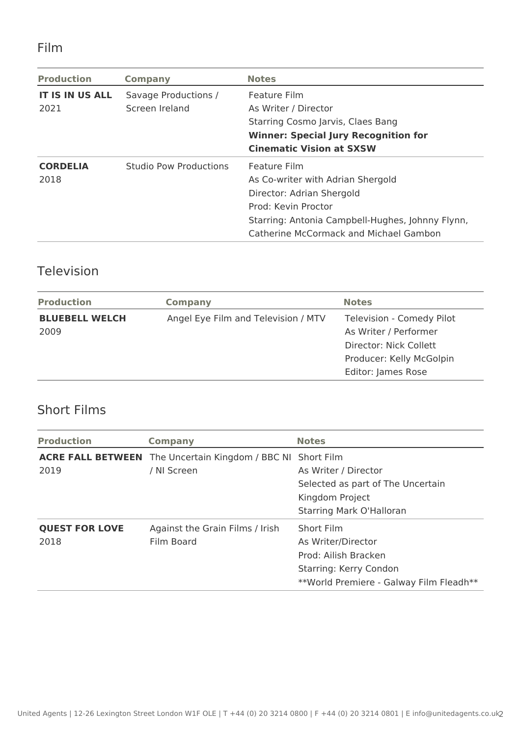## Film

| Production | Company | Notes |
|---|---|---|
| **IT IS IN US ALL**<br>2021 | Savage Productions / Screen Ireland | Feature Film<br>As Writer / Director<br>Starring Cosmo Jarvis, Claes Bang<br>**Winner: Special Jury Recognition for Cinematic Vision at SXSW** |
| **CORDELIA**<br>2018 | Studio Pow Productions | Feature Film<br>As Co-writer with Adrian Shergold<br>Director: Adrian Shergold<br>Prod: Kevin Proctor<br>Starring: Antonia Campbell-Hughes, Johnny Flynn, Catherine McCormack and Michael Gambon |

## Television

| Production | Company | Notes |
|---|---|---|
| **BLUEBELL WELCH**<br>2009 | Angel Eye Film and Television / MTV | Television - Comedy Pilot<br>As Writer / Performer<br>Director: Nick Collett<br>Producer: Kelly McGolpin<br>Editor: James Rose |

## Short Films

| Production | Company | Notes |
|---|---|---|
| **ACRE FALL BETWEEN**<br>2019 | The Uncertain Kingdom / BBC NI / NI Screen | Short Film<br>As Writer / Director<br>Selected as part of The Uncertain Kingdom Project<br>Starring Mark O'Halloran |
| **QUEST FOR LOVE**<br>2018 | Against the Grain Films / Irish Film Board | Short Film<br>As Writer/Director<br>Prod: Ailish Bracken<br>Starring: Kerry Condon<br>**World Premiere - Galway Film Fleadh** |